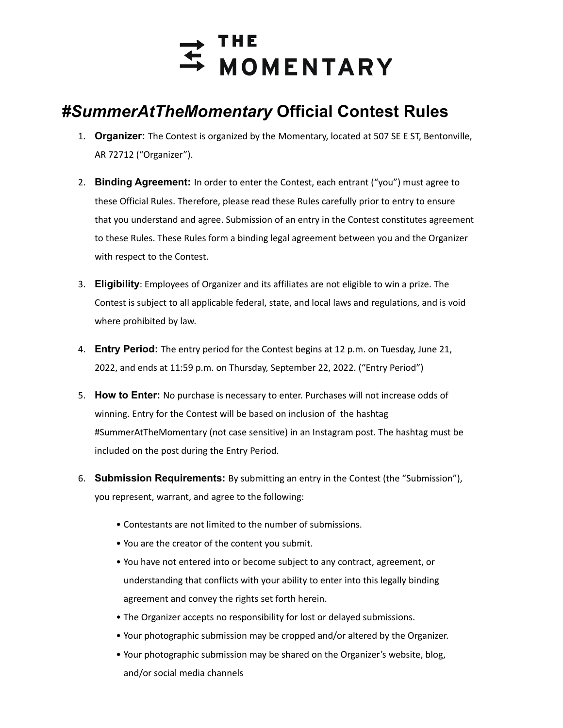# THE MOMENTARY

## *#SummerAtTheMomentary* Official Contest Rules

1. **Organizer:** The Contest is organized by the Momentary, located at 507 SE E ST, Bentonville, AR 72712 ("Organizer").

2. **Binding Agreement:** In order to enter the Contest, each entrant ("you") must agree to these Official Rules. Therefore, please read these Rules carefully prior to entry to ensure that you understand and agree. Submission of an entry in the Contest constitutes agreement to these Rules. These Rules form a binding legal agreement between you and the Organizer with respect to the Contest.

3. **Eligibility**: Employees of Organizer and its affiliates are not eligible to win a prize. The Contest is subject to all applicable federal, state, and local laws and regulations, and is void where prohibited by law.

4. **Entry Period:** The entry period for the Contest begins at 12 p.m. on Tuesday, June 21, 2022, and ends at 11:59 p.m. on Thursday, September 22, 2022. ("Entry Period")

5. **How to Enter:** No purchase is necessary to enter. Purchases will not increase odds of winning. Entry for the Contest will be based on inclusion of the hashtag #SummerAtTheMomentary (not case sensitive) in an Instagram post. The hashtag must be included on the post during the Entry Period.

6. **Submission Requirements:** By submitting an entry in the Contest (the "Submission"), you represent, warrant, and agree to the following:

   - Contestants are not limited to the number of submissions.
   - You are the creator of the content you submit.
   - You have not entered into or become subject to any contract, agreement, or understanding that conflicts with your ability to enter into this legally binding agreement and convey the rights set forth herein.
   - The Organizer accepts no responsibility for lost or delayed submissions.
   - Your photographic submission may be cropped and/or altered by the Organizer.
   - Your photographic submission may be shared on the Organizer's website, blog, and/or social media channels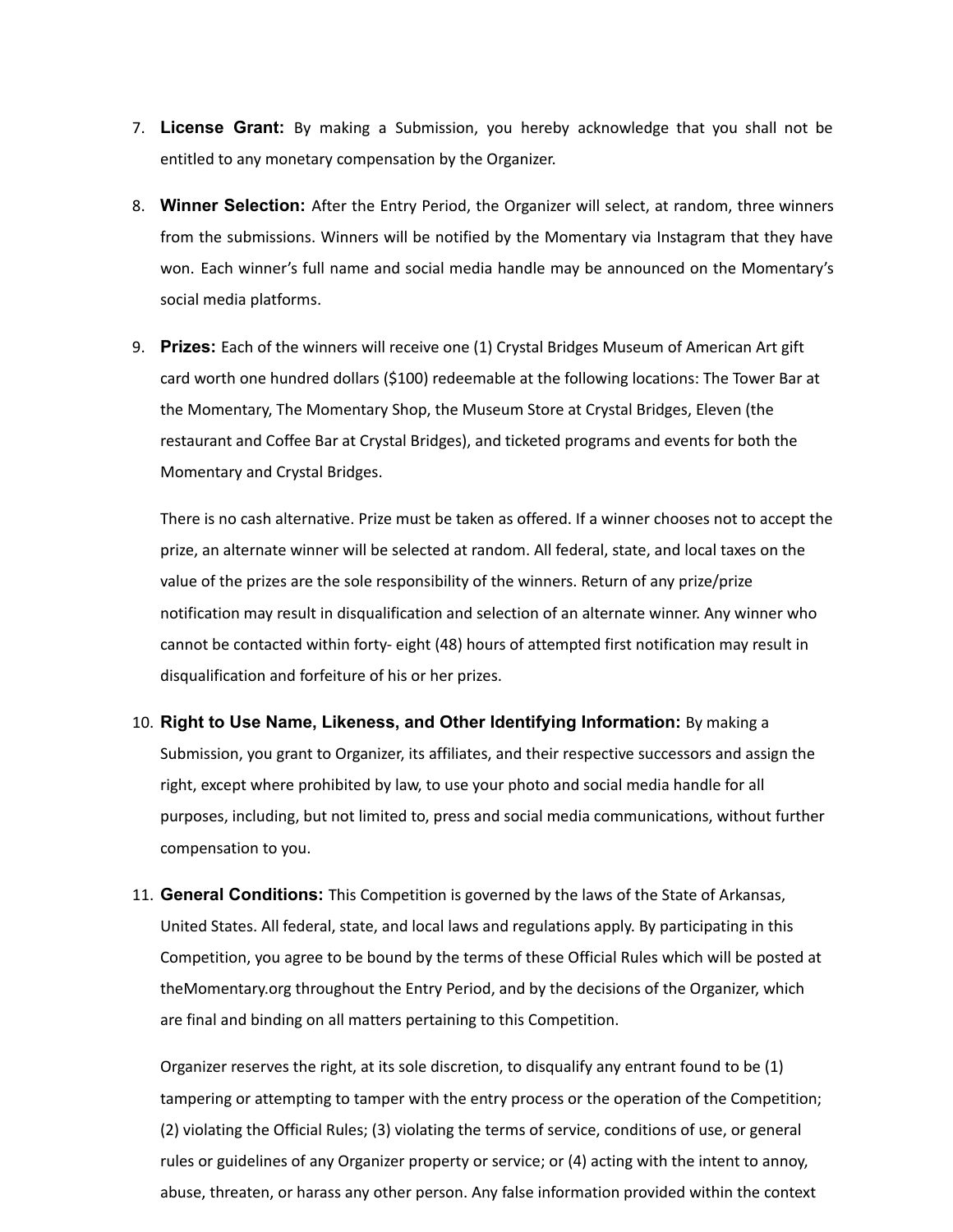7. **License Grant:** By making a Submission, you hereby acknowledge that you shall not be entitled to any monetary compensation by the Organizer.

8. **Winner Selection:** After the Entry Period, the Organizer will select, at random, three winners from the submissions. Winners will be notified by the Momentary via Instagram that they have won. Each winner's full name and social media handle may be announced on the Momentary's social media platforms.

9. **Prizes:** Each of the winners will receive one (1) Crystal Bridges Museum of American Art gift card worth one hundred dollars ($100) redeemable at the following locations: The Tower Bar at the Momentary, The Momentary Shop, the Museum Store at Crystal Bridges, Eleven (the restaurant and Coffee Bar at Crystal Bridges), and ticketed programs and events for both the Momentary and Crystal Bridges.

   There is no cash alternative. Prize must be taken as offered. If a winner chooses not to accept the prize, an alternate winner will be selected at random. All federal, state, and local taxes on the value of the prizes are the sole responsibility of the winners. Return of any prize/prize notification may result in disqualification and selection of an alternate winner. Any winner who cannot be contacted within forty- eight (48) hours of attempted first notification may result in disqualification and forfeiture of his or her prizes.

10. **Right to Use Name, Likeness, and Other Identifying Information:** By making a Submission, you grant to Organizer, its affiliates, and their respective successors and assign the right, except where prohibited by law, to use your photo and social media handle for all purposes, including, but not limited to, press and social media communications, without further compensation to you.

11. **General Conditions:** This Competition is governed by the laws of the State of Arkansas, United States. All federal, state, and local laws and regulations apply. By participating in this Competition, you agree to be bound by the terms of these Official Rules which will be posted at theMomentary.org throughout the Entry Period, and by the decisions of the Organizer, which are final and binding on all matters pertaining to this Competition.

    Organizer reserves the right, at its sole discretion, to disqualify any entrant found to be (1) tampering or attempting to tamper with the entry process or the operation of the Competition; (2) violating the Official Rules; (3) violating the terms of service, conditions of use, or general rules or guidelines of any Organizer property or service; or (4) acting with the intent to annoy, abuse, threaten, or harass any other person. Any false information provided within the context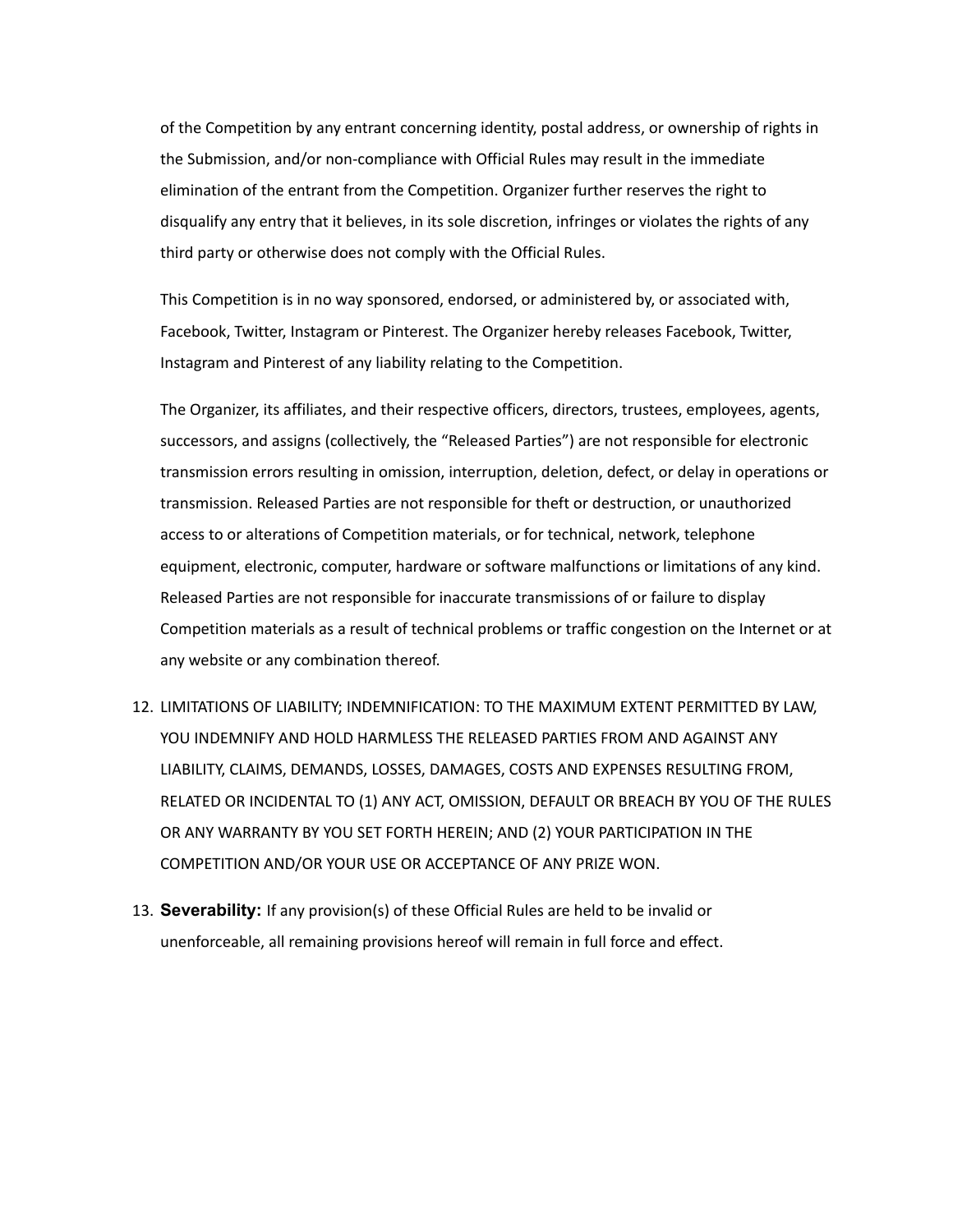of the Competition by any entrant concerning identity, postal address, or ownership of rights in the Submission, and/or non-compliance with Official Rules may result in the immediate elimination of the entrant from the Competition. Organizer further reserves the right to disqualify any entry that it believes, in its sole discretion, infringes or violates the rights of any third party or otherwise does not comply with the Official Rules.

This Competition is in no way sponsored, endorsed, or administered by, or associated with, Facebook, Twitter, Instagram or Pinterest. The Organizer hereby releases Facebook, Twitter, Instagram and Pinterest of any liability relating to the Competition.

The Organizer, its affiliates, and their respective officers, directors, trustees, employees, agents, successors, and assigns (collectively, the "Released Parties") are not responsible for electronic transmission errors resulting in omission, interruption, deletion, defect, or delay in operations or transmission. Released Parties are not responsible for theft or destruction, or unauthorized access to or alterations of Competition materials, or for technical, network, telephone equipment, electronic, computer, hardware or software malfunctions or limitations of any kind. Released Parties are not responsible for inaccurate transmissions of or failure to display Competition materials as a result of technical problems or traffic congestion on the Internet or at any website or any combination thereof.

12. LIMITATIONS OF LIABILITY; INDEMNIFICATION: TO THE MAXIMUM EXTENT PERMITTED BY LAW, YOU INDEMNIFY AND HOLD HARMLESS THE RELEASED PARTIES FROM AND AGAINST ANY LIABILITY, CLAIMS, DEMANDS, LOSSES, DAMAGES, COSTS AND EXPENSES RESULTING FROM, RELATED OR INCIDENTAL TO (1) ANY ACT, OMISSION, DEFAULT OR BREACH BY YOU OF THE RULES OR ANY WARRANTY BY YOU SET FORTH HEREIN; AND (2) YOUR PARTICIPATION IN THE COMPETITION AND/OR YOUR USE OR ACCEPTANCE OF ANY PRIZE WON.

13. **Severability:** If any provision(s) of these Official Rules are held to be invalid or unenforceable, all remaining provisions hereof will remain in full force and effect.